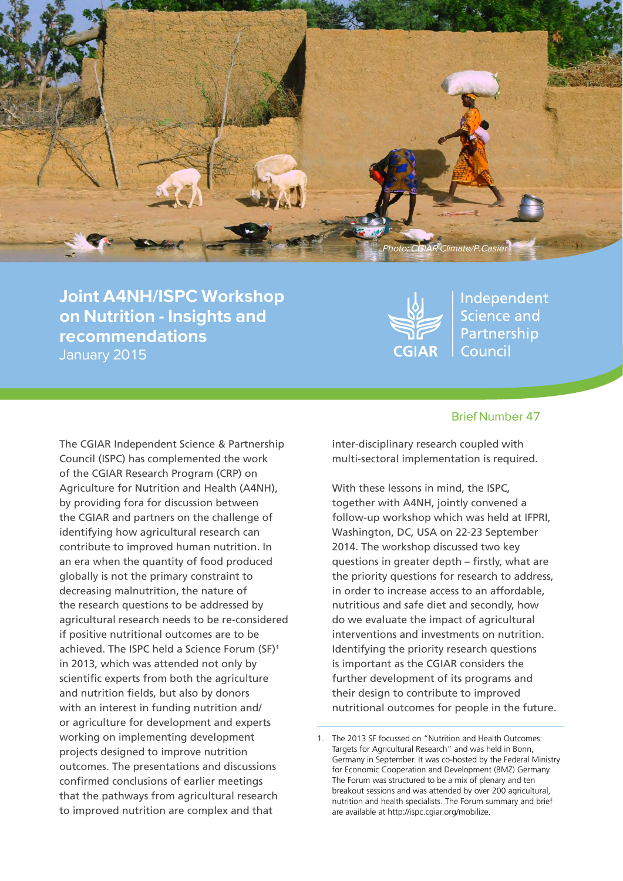Photo: CGIAR Climate/P.Casier

# Joint A4NH/ISPC Workshop on Nutrition - Insights and recommendations

January 2015

CGIAR | Independent Science and Partnership Council

Brief Number 47

The CGIAR Independent Science & Partnership Council (ISPC) has complemented the work of the CGIAR Research Program (CRP) on Agriculture for Nutrition and Health (A4NH), by providing fora for discussion between the CGIAR and partners on the challenge of identifying how agricultural research can contribute to improved human nutrition. In an era when the quantity of food produced globally is not the primary constraint to decreasing malnutrition, the nature of the research questions to be addressed by agricultural research needs to be re-considered if positive nutritional outcomes are to be achieved. The ISPC held a Science Forum (SF)[1] in 2013, which was attended not only by scientific experts from both the agriculture and nutrition fields, but also by donors with an interest in funding nutrition and/or agriculture for development and experts working on implementing development projects designed to improve nutrition outcomes. The presentations and discussions confirmed conclusions of earlier meetings that the pathways from agricultural research to improved nutrition are complex and that inter-disciplinary research coupled with multi-sectoral implementation is required.

With these lessons in mind, the ISPC, together with A4NH, jointly convened a follow-up workshop which was held at IFPRI, Washington, DC, USA on 22-23 September 2014. The workshop discussed two key questions in greater depth – firstly, what are the priority questions for research to address, in order to increase access to an affordable, nutritious and safe diet and secondly, how do we evaluate the impact of agricultural interventions and investments on nutrition. Identifying the priority research questions is important as the CGIAR considers the further development of its programs and their design to contribute to improved nutritional outcomes for people in the future.

---

1. The 2013 SF focussed on "Nutrition and Health Outcomes: Targets for Agricultural Research" and was held in Bonn, Germany in September. It was co-hosted by the Federal Ministry for Economic Cooperation and Development (BMZ) Germany. The Forum was structured to be a mix of plenary and ten breakout sessions and was attended by over 200 agricultural, nutrition and health specialists. The Forum summary and brief are available at http://ispc.cgiar.org/mobilize.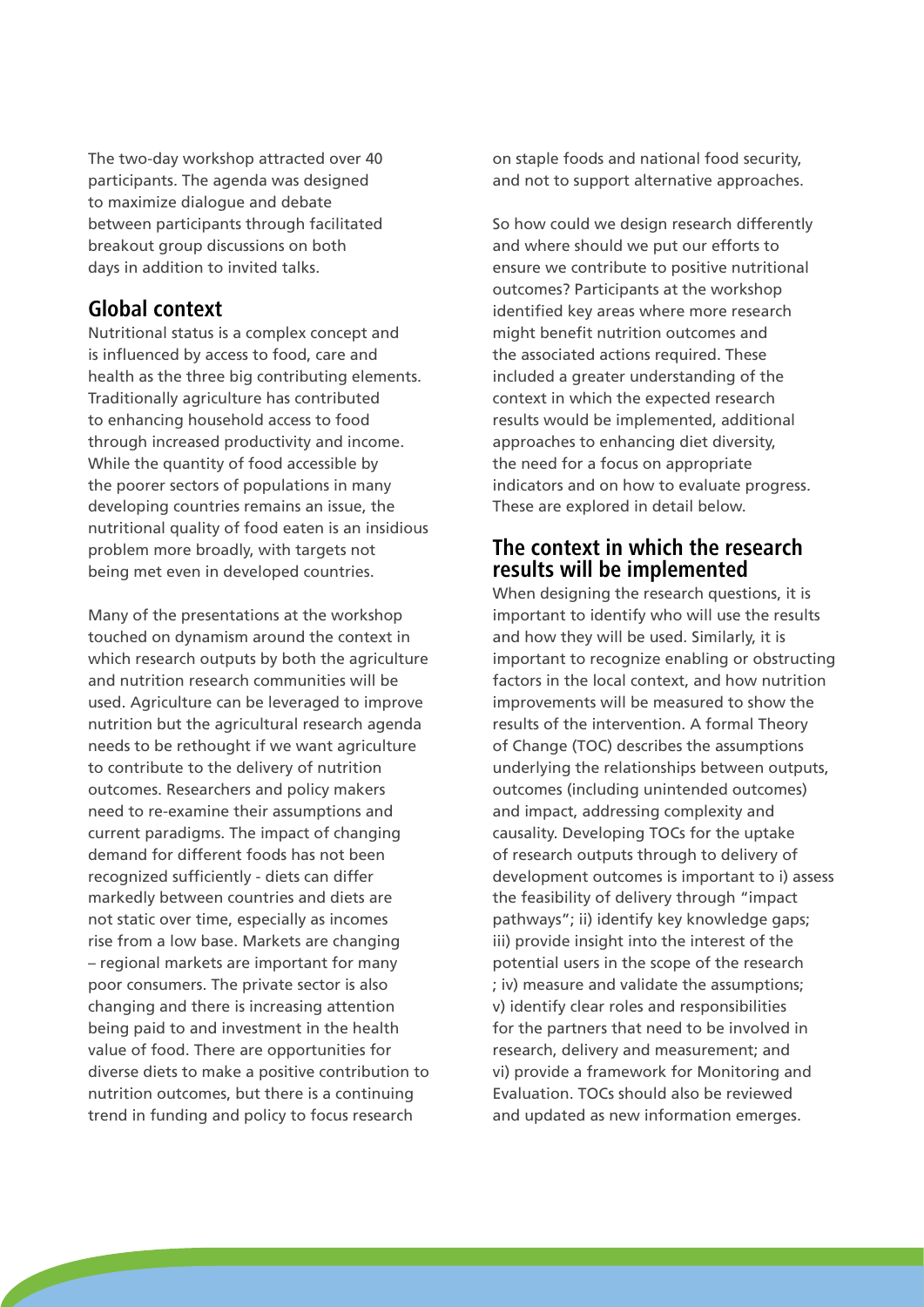The two-day workshop attracted over 40 participants. The agenda was designed to maximize dialogue and debate between participants through facilitated breakout group discussions on both days in addition to invited talks.

## Global context

Nutritional status is a complex concept and is influenced by access to food, care and health as the three big contributing elements. Traditionally agriculture has contributed to enhancing household access to food through increased productivity and income. While the quantity of food accessible by the poorer sectors of populations in many developing countries remains an issue, the nutritional quality of food eaten is an insidious problem more broadly, with targets not being met even in developed countries.

Many of the presentations at the workshop touched on dynamism around the context in which research outputs by both the agriculture and nutrition research communities will be used. Agriculture can be leveraged to improve nutrition but the agricultural research agenda needs to be rethought if we want agriculture to contribute to the delivery of nutrition outcomes. Researchers and policy makers need to re-examine their assumptions and current paradigms. The impact of changing demand for different foods has not been recognized sufficiently - diets can differ markedly between countries and diets are not static over time, especially as incomes rise from a low base. Markets are changing – regional markets are important for many poor consumers. The private sector is also changing and there is increasing attention being paid to and investment in the health value of food. There are opportunities for diverse diets to make a positive contribution to nutrition outcomes, but there is a continuing trend in funding and policy to focus research on staple foods and national food security, and not to support alternative approaches.

So how could we design research differently and where should we put our efforts to ensure we contribute to positive nutritional outcomes? Participants at the workshop identified key areas where more research might benefit nutrition outcomes and the associated actions required. These included a greater understanding of the context in which the expected research results would be implemented, additional approaches to enhancing diet diversity, the need for a focus on appropriate indicators and on how to evaluate progress. These are explored in detail below.

## The context in which the research results will be implemented

When designing the research questions, it is important to identify who will use the results and how they will be used. Similarly, it is important to recognize enabling or obstructing factors in the local context, and how nutrition improvements will be measured to show the results of the intervention. A formal Theory of Change (TOC) describes the assumptions underlying the relationships between outputs, outcomes (including unintended outcomes) and impact, addressing complexity and causality. Developing TOCs for the uptake of research outputs through to delivery of development outcomes is important to i) assess the feasibility of delivery through "impact pathways"; ii) identify key knowledge gaps; iii) provide insight into the interest of the potential users in the scope of the research ; iv) measure and validate the assumptions; v) identify clear roles and responsibilities for the partners that need to be involved in research, delivery and measurement; and vi) provide a framework for Monitoring and Evaluation. TOCs should also be reviewed and updated as new information emerges.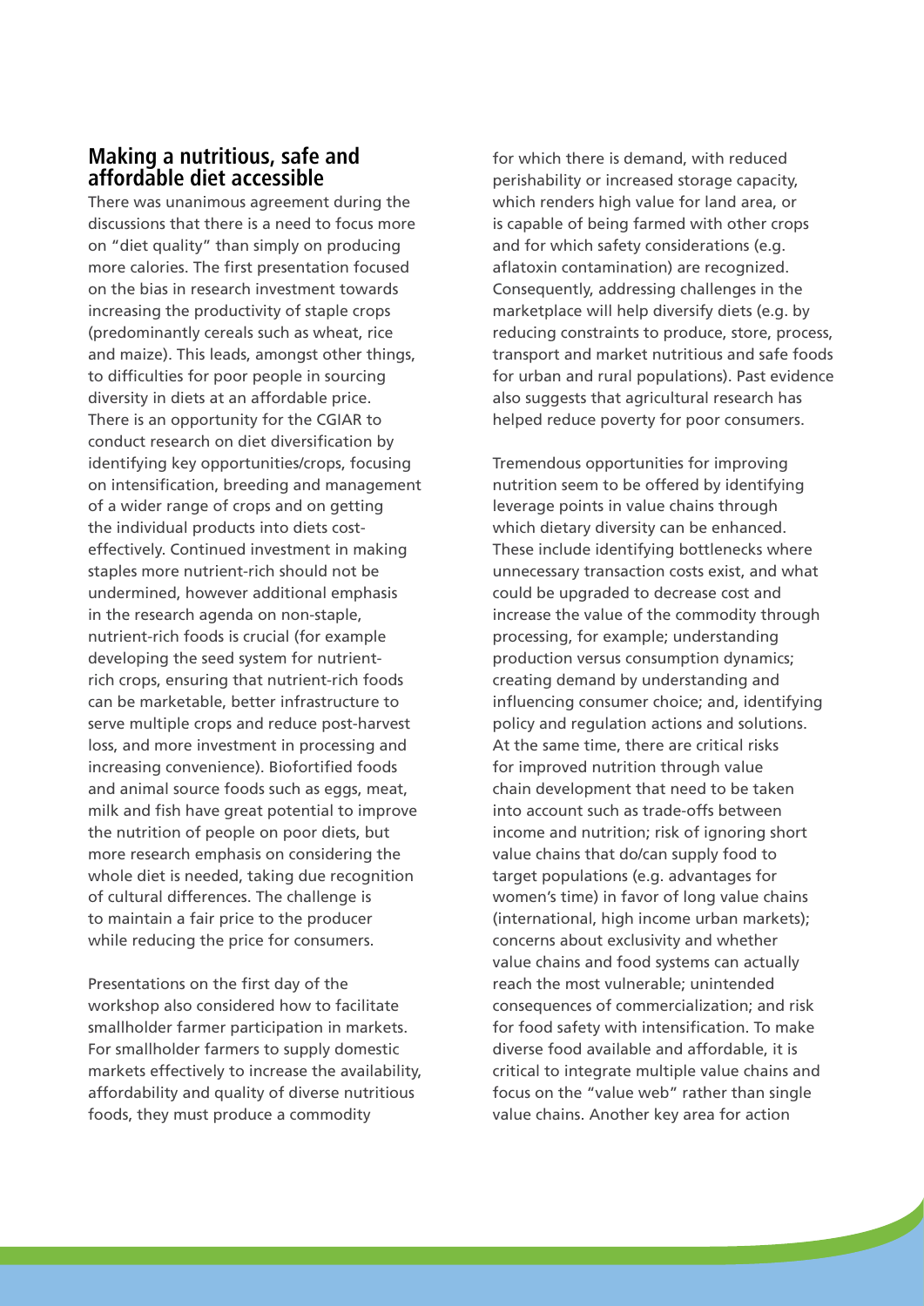## Making a nutritious, safe and affordable diet accessible

There was unanimous agreement during the discussions that there is a need to focus more on "diet quality" than simply on producing more calories. The first presentation focused on the bias in research investment towards increasing the productivity of staple crops (predominantly cereals such as wheat, rice and maize). This leads, amongst other things, to difficulties for poor people in sourcing diversity in diets at an affordable price. There is an opportunity for the CGIAR to conduct research on diet diversification by identifying key opportunities/crops, focusing on intensification, breeding and management of a wider range of crops and on getting the individual products into diets cost-effectively. Continued investment in making staples more nutrient-rich should not be undermined, however additional emphasis in the research agenda on non-staple, nutrient-rich foods is crucial (for example developing the seed system for nutrient-rich crops, ensuring that nutrient-rich foods can be marketable, better infrastructure to serve multiple crops and reduce post-harvest loss, and more investment in processing and increasing convenience). Biofortified foods and animal source foods such as eggs, meat, milk and fish have great potential to improve the nutrition of people on poor diets, but more research emphasis on considering the whole diet is needed, taking due recognition of cultural differences. The challenge is to maintain a fair price to the producer while reducing the price for consumers.

Presentations on the first day of the workshop also considered how to facilitate smallholder farmer participation in markets. For smallholder farmers to supply domestic markets effectively to increase the availability, affordability and quality of diverse nutritious foods, they must produce a commodity for which there is demand, with reduced perishability or increased storage capacity, which renders high value for land area, or is capable of being farmed with other crops and for which safety considerations (e.g. aflatoxin contamination) are recognized. Consequently, addressing challenges in the marketplace will help diversify diets (e.g. by reducing constraints to produce, store, process, transport and market nutritious and safe foods for urban and rural populations). Past evidence also suggests that agricultural research has helped reduce poverty for poor consumers.

Tremendous opportunities for improving nutrition seem to be offered by identifying leverage points in value chains through which dietary diversity can be enhanced. These include identifying bottlenecks where unnecessary transaction costs exist, and what could be upgraded to decrease cost and increase the value of the commodity through processing, for example; understanding production versus consumption dynamics; creating demand by understanding and influencing consumer choice; and, identifying policy and regulation actions and solutions. At the same time, there are critical risks for improved nutrition through value chain development that need to be taken into account such as trade-offs between income and nutrition; risk of ignoring short value chains that do/can supply food to target populations (e.g. advantages for women's time) in favor of long value chains (international, high income urban markets); concerns about exclusivity and whether value chains and food systems can actually reach the most vulnerable; unintended consequences of commercialization; and risk for food safety with intensification. To make diverse food available and affordable, it is critical to integrate multiple value chains and focus on the "value web" rather than single value chains. Another key area for action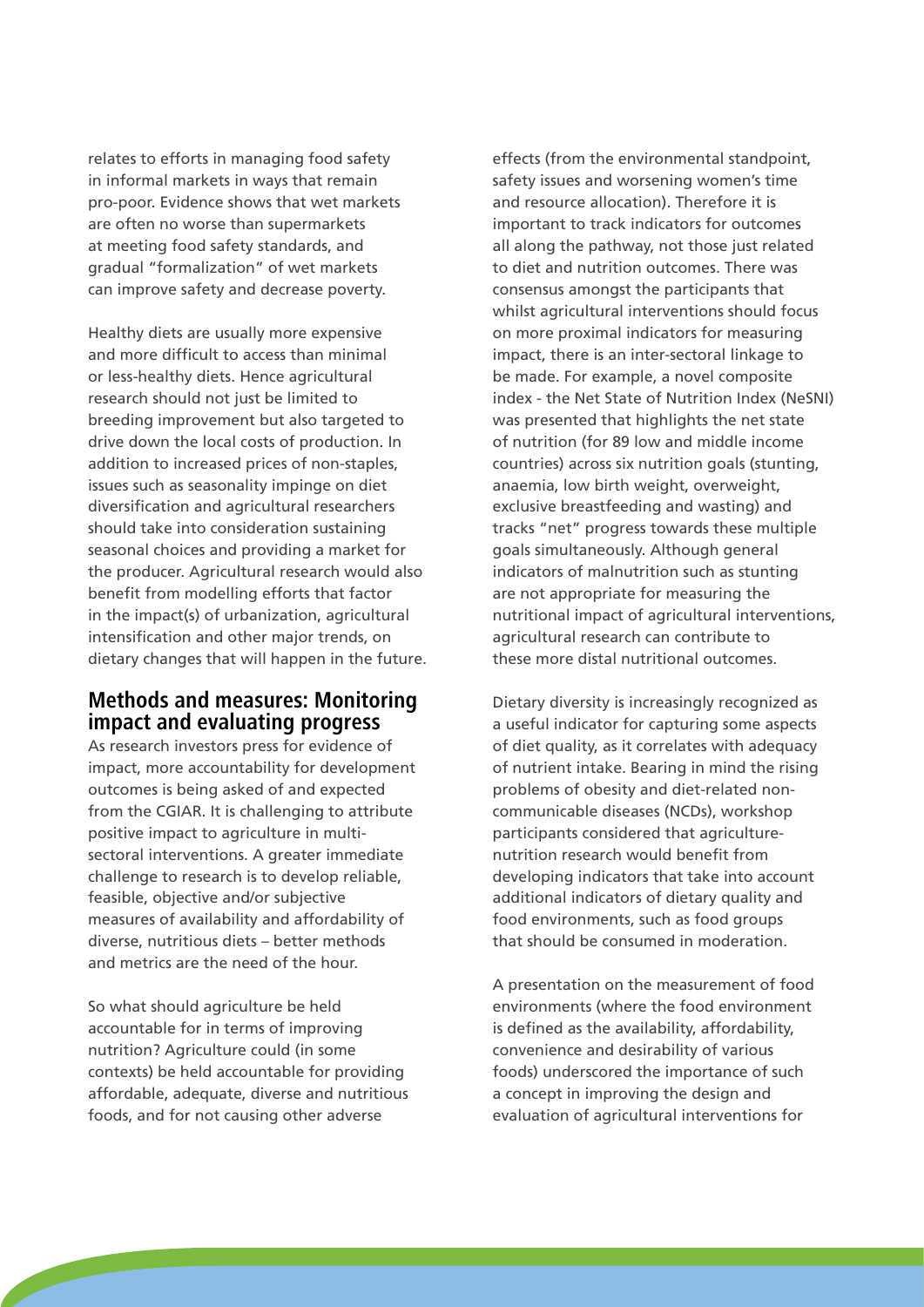relates to efforts in managing food safety in informal markets in ways that remain pro-poor. Evidence shows that wet markets are often no worse than supermarkets at meeting food safety standards, and gradual "formalization" of wet markets can improve safety and decrease poverty.

Healthy diets are usually more expensive and more difficult to access than minimal or less-healthy diets. Hence agricultural research should not just be limited to breeding improvement but also targeted to drive down the local costs of production. In addition to increased prices of non-staples, issues such as seasonality impinge on diet diversification and agricultural researchers should take into consideration sustaining seasonal choices and providing a market for the producer. Agricultural research would also benefit from modelling efforts that factor in the impact(s) of urbanization, agricultural intensification and other major trends, on dietary changes that will happen in the future.

## Methods and measures: Monitoring impact and evaluating progress

As research investors press for evidence of impact, more accountability for development outcomes is being asked of and expected from the CGIAR. It is challenging to attribute positive impact to agriculture in multi-sectoral interventions. A greater immediate challenge to research is to develop reliable, feasible, objective and/or subjective measures of availability and affordability of diverse, nutritious diets – better methods and metrics are the need of the hour.

So what should agriculture be held accountable for in terms of improving nutrition? Agriculture could (in some contexts) be held accountable for providing affordable, adequate, diverse and nutritious foods, and for not causing other adverse effects (from the environmental standpoint, safety issues and worsening women's time and resource allocation). Therefore it is important to track indicators for outcomes all along the pathway, not those just related to diet and nutrition outcomes. There was consensus amongst the participants that whilst agricultural interventions should focus on more proximal indicators for measuring impact, there is an inter-sectoral linkage to be made. For example, a novel composite index - the Net State of Nutrition Index (NeSNI) was presented that highlights the net state of nutrition (for 89 low and middle income countries) across six nutrition goals (stunting, anaemia, low birth weight, overweight, exclusive breastfeeding and wasting) and tracks "net" progress towards these multiple goals simultaneously. Although general indicators of malnutrition such as stunting are not appropriate for measuring the nutritional impact of agricultural interventions, agricultural research can contribute to these more distal nutritional outcomes.

Dietary diversity is increasingly recognized as a useful indicator for capturing some aspects of diet quality, as it correlates with adequacy of nutrient intake. Bearing in mind the rising problems of obesity and diet-related non-communicable diseases (NCDs), workshop participants considered that agriculture-nutrition research would benefit from developing indicators that take into account additional indicators of dietary quality and food environments, such as food groups that should be consumed in moderation.

A presentation on the measurement of food environments (where the food environment is defined as the availability, affordability, convenience and desirability of various foods) underscored the importance of such a concept in improving the design and evaluation of agricultural interventions for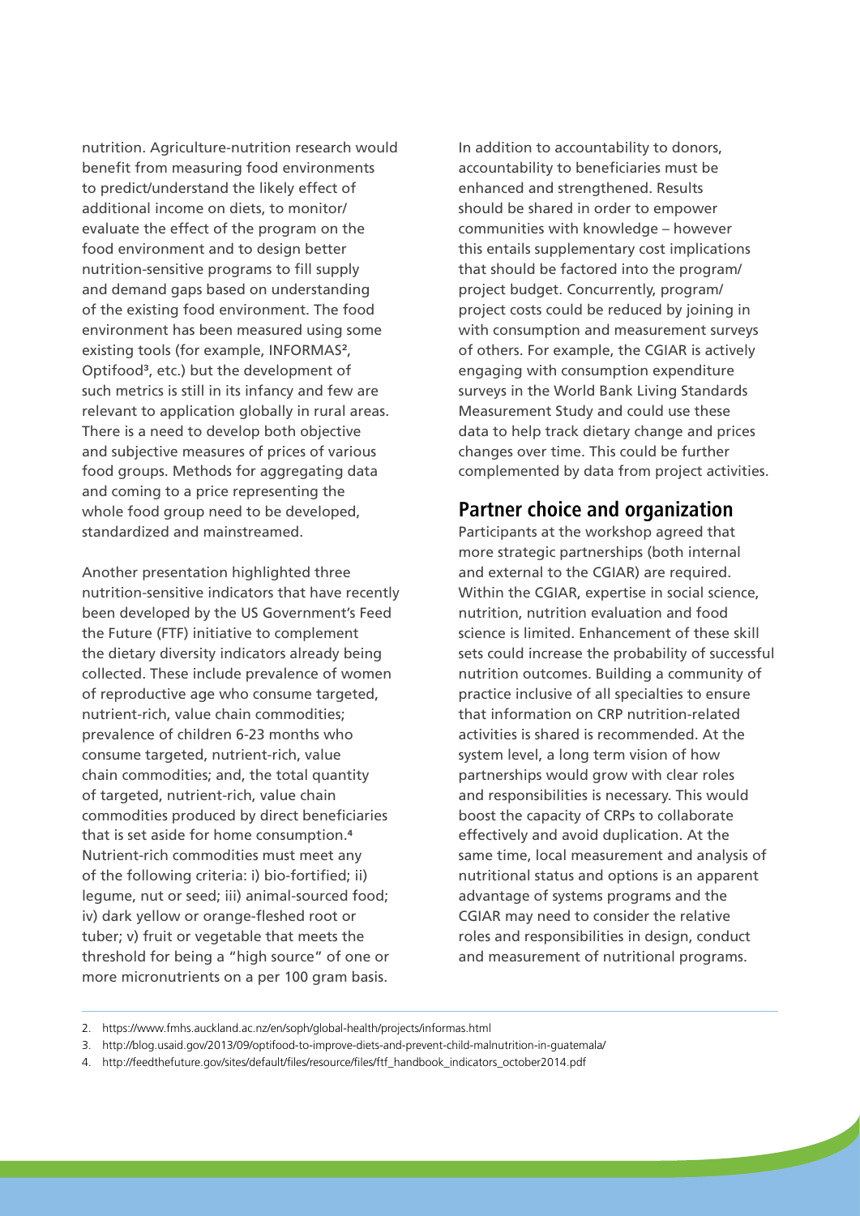nutrition. Agriculture-nutrition research would benefit from measuring food environments to predict/understand the likely effect of additional income on diets, to monitor/evaluate the effect of the program on the food environment and to design better nutrition-sensitive programs to fill supply and demand gaps based on understanding of the existing food environment. The food environment has been measured using some existing tools (for example, INFORMAS[2], Optifood[3], etc.) but the development of such metrics is still in its infancy and few are relevant to application globally in rural areas. There is a need to develop both objective and subjective measures of prices of various food groups. Methods for aggregating data and coming to a price representing the whole food group need to be developed, standardized and mainstreamed.

Another presentation highlighted three nutrition-sensitive indicators that have recently been developed by the US Government's Feed the Future (FTF) initiative to complement the dietary diversity indicators already being collected. These include prevalence of women of reproductive age who consume targeted, nutrient-rich, value chain commodities; prevalence of children 6-23 months who consume targeted, nutrient-rich, value chain commodities; and, the total quantity of targeted, nutrient-rich, value chain commodities produced by direct beneficiaries that is set aside for home consumption.[4] Nutrient-rich commodities must meet any of the following criteria: i) bio-fortified; ii) legume, nut or seed; iii) animal-sourced food; iv) dark yellow or orange-fleshed root or tuber; v) fruit or vegetable that meets the threshold for being a "high source" of one or more micronutrients on a per 100 gram basis.

In addition to accountability to donors, accountability to beneficiaries must be enhanced and strengthened. Results should be shared in order to empower communities with knowledge – however this entails supplementary cost implications that should be factored into the program/project budget. Concurrently, program/project costs could be reduced by joining in with consumption and measurement surveys of others. For example, the CGIAR is actively engaging with consumption expenditure surveys in the World Bank Living Standards Measurement Study and could use these data to help track dietary change and prices changes over time. This could be further complemented by data from project activities.

## Partner choice and organization

Participants at the workshop agreed that more strategic partnerships (both internal and external to the CGIAR) are required. Within the CGIAR, expertise in social science, nutrition, nutrition evaluation and food science is limited. Enhancement of these skill sets could increase the probability of successful nutrition outcomes. Building a community of practice inclusive of all specialties to ensure that information on CRP nutrition-related activities is shared is recommended. At the system level, a long term vision of how partnerships would grow with clear roles and responsibilities is necessary. This would boost the capacity of CRPs to collaborate effectively and avoid duplication. At the same time, local measurement and analysis of nutritional status and options is an apparent advantage of systems programs and the CGIAR may need to consider the relative roles and responsibilities in design, conduct and measurement of nutritional programs.

2. https://www.fmhs.auckland.ac.nz/en/soph/global-health/projects/informas.html
3. http://blog.usaid.gov/2013/09/optifood-to-improve-diets-and-prevent-child-malnutrition-in-guatemala/
4. http://feedthefuture.gov/sites/default/files/resource/files/ftf_handbook_indicators_october2014.pdf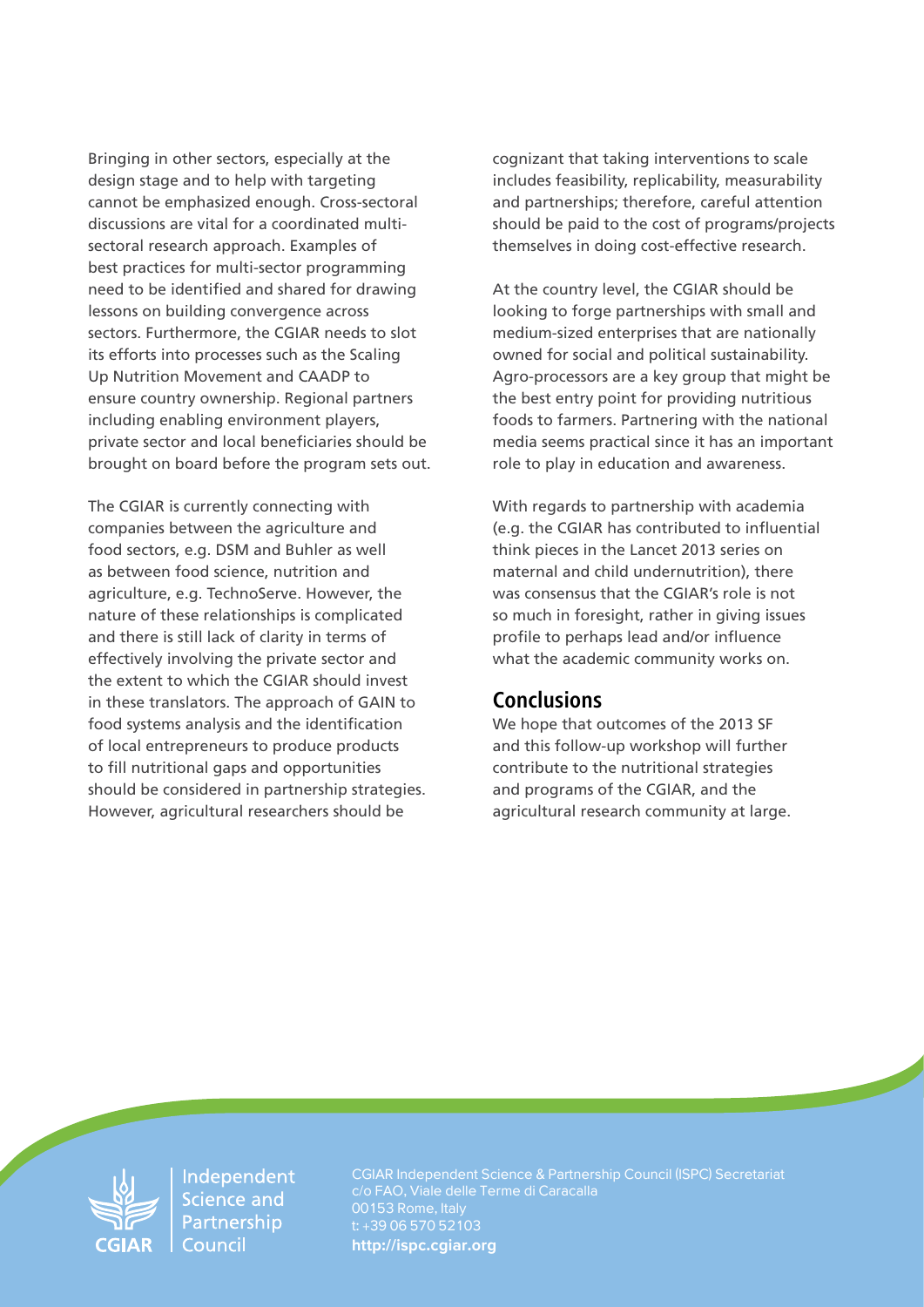Bringing in other sectors, especially at the design stage and to help with targeting cannot be emphasized enough. Cross-sectoral discussions are vital for a coordinated multi-sectoral research approach. Examples of best practices for multi-sector programming need to be identified and shared for drawing lessons on building convergence across sectors. Furthermore, the CGIAR needs to slot its efforts into processes such as the Scaling Up Nutrition Movement and CAADP to ensure country ownership. Regional partners including enabling environment players, private sector and local beneficiaries should be brought on board before the program sets out.

The CGIAR is currently connecting with companies between the agriculture and food sectors, e.g. DSM and Buhler as well as between food science, nutrition and agriculture, e.g. TechnoServe. However, the nature of these relationships is complicated and there is still lack of clarity in terms of effectively involving the private sector and the extent to which the CGIAR should invest in these translators. The approach of GAIN to food systems analysis and the identification of local entrepreneurs to produce products to fill nutritional gaps and opportunities should be considered in partnership strategies. However, agricultural researchers should be cognizant that taking interventions to scale includes feasibility, replicability, measurability and partnerships; therefore, careful attention should be paid to the cost of programs/projects themselves in doing cost-effective research.

At the country level, the CGIAR should be looking to forge partnerships with small and medium-sized enterprises that are nationally owned for social and political sustainability. Agro-processors are a key group that might be the best entry point for providing nutritious foods to farmers. Partnering with the national media seems practical since it has an important role to play in education and awareness.

With regards to partnership with academia (e.g. the CGIAR has contributed to influential think pieces in the Lancet 2013 series on maternal and child undernutrition), there was consensus that the CGIAR's role is not so much in foresight, rather in giving issues profile to perhaps lead and/or influence what the academic community works on.

## Conclusions

We hope that outcomes of the 2013 SF and this follow-up workshop will further contribute to the nutritional strategies and programs of the CGIAR, and the agricultural research community at large.

CGIAR Independent Science and Partnership Council

CGIAR Independent Science & Partnership Council (ISPC) Secretariat
c/o FAO, Viale delle Terme di Caracalla
00153 Rome, Italy
t: +39 06 570 52103
**http://ispc.cgiar.org**